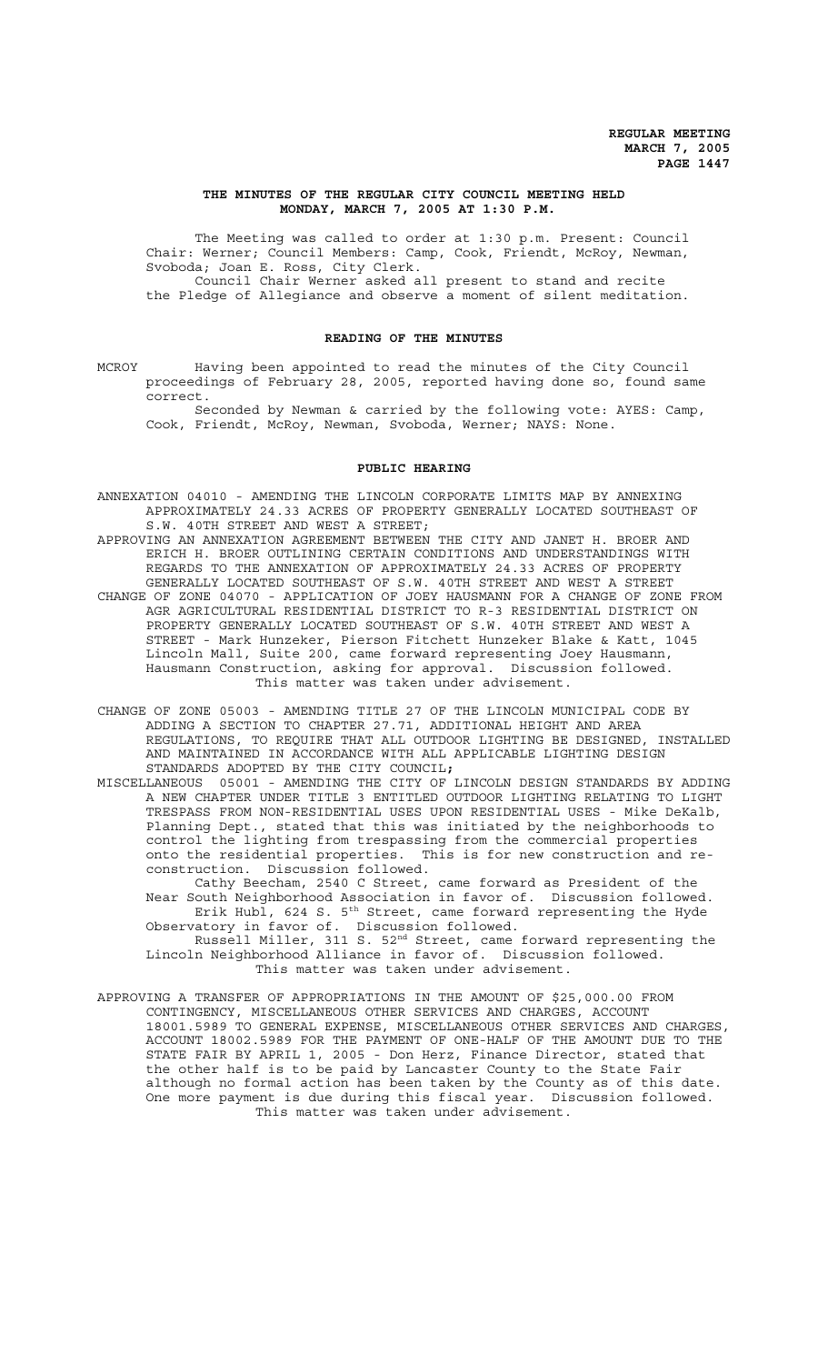**REGULAR MEETING**
**MARCH 7, 2005**

## THE MINUTES OF THE REGULAR CITY COUNCIL MEETING HELD MONDAY, MARCH 7, 2005 AT 1:30 P.M.

The Meeting was called to order at 1:30 p.m. Present: Council Chair: Werner; Council Members: Camp, Cook, Friendt, McRoy, Newman, Svoboda; Joan E. Ross, City Clerk.

Council Chair Werner asked all present to stand and recite the Pledge of Allegiance and observe a moment of silent meditation.

### READING OF THE MINUTES

MCROY Having been appointed to read the minutes of the City Council proceedings of February 28, 2005, reported having done so, found same correct.

Seconded by Newman & carried by the following vote: AYES: Camp, Cook, Friendt, McRoy, Newman, Svoboda, Werner; NAYS: None.

### PUBLIC HEARING

ANNEXATION 04010 - AMENDING THE LINCOLN CORPORATE LIMITS MAP BY ANNEXING APPROXIMATELY 24.33 ACRES OF PROPERTY GENERALLY LOCATED SOUTHEAST OF S.W. 40TH STREET AND WEST A STREET;

APPROVING AN ANNEXATION AGREEMENT BETWEEN THE CITY AND JANET H. BROER AND ERICH H. BROER OUTLINING CERTAIN CONDITIONS AND UNDERSTANDINGS WITH REGARDS TO THE ANNEXATION OF APPROXIMATELY 24.33 ACRES OF PROPERTY GENERALLY LOCATED SOUTHEAST OF S.W. 40TH STREET AND WEST A STREET

CHANGE OF ZONE 04070 - APPLICATION OF JOEY HAUSMANN FOR A CHANGE OF ZONE FROM AGR AGRICULTURAL RESIDENTIAL DISTRICT TO R-3 RESIDENTIAL DISTRICT ON PROPERTY GENERALLY LOCATED SOUTHEAST OF S.W. 40TH STREET AND WEST A STREET - Mark Hunzeker, Pierson Fitchett Hunzeker Blake & Katt, 1045 Lincoln Mall, Suite 200, came forward representing Joey Hausmann, Hausmann Construction, asking for approval. Discussion followed.

This matter was taken under advisement.

CHANGE OF ZONE 05003 - AMENDING TITLE 27 OF THE LINCOLN MUNICIPAL CODE BY ADDING A SECTION TO CHAPTER 27.71, ADDITIONAL HEIGHT AND AREA REGULATIONS, TO REQUIRE THAT ALL OUTDOOR LIGHTING BE DESIGNED, INSTALLED AND MAINTAINED IN ACCORDANCE WITH ALL APPLICABLE LIGHTING DESIGN STANDARDS ADOPTED BY THE CITY COUNCIL;

MISCELLANEOUS 05001 - AMENDING THE CITY OF LINCOLN DESIGN STANDARDS BY ADDING A NEW CHAPTER UNDER TITLE 3 ENTITLED OUTDOOR LIGHTING RELATING TO LIGHT TRESPASS FROM NON-RESIDENTIAL USES UPON RESIDENTIAL USES - Mike DeKalb, Planning Dept., stated that this was initiated by the neighborhoods to control the lighting from trespassing from the commercial properties onto the residential properties. This is for new construction and re-construction. Discussion followed.

Cathy Beecham, 2540 C Street, came forward as President of the Near South Neighborhood Association in favor of. Discussion followed.

Erik Hubl, 624 S. 5th Street, came forward representing the Hyde Observatory in favor of. Discussion followed.

Russell Miller, 311 S. 52nd Street, came forward representing the Lincoln Neighborhood Alliance in favor of. Discussion followed.

This matter was taken under advisement.

APPROVING A TRANSFER OF APPROPRIATIONS IN THE AMOUNT OF $25,000.00 FROM CONTINGENCY, MISCELLANEOUS OTHER SERVICES AND CHARGES, ACCOUNT 18001.5989 TO GENERAL EXPENSE, MISCELLANEOUS OTHER SERVICES AND CHARGES, ACCOUNT 18002.5989 FOR THE PAYMENT OF ONE-HALF OF THE AMOUNT DUE TO THE STATE FAIR BY APRIL 1, 2005 - Don Herz, Finance Director, stated that the other half is to be paid by Lancaster County to the State Fair although no formal action has been taken by the County as of this date. One more payment is due during this fiscal year. Discussion followed.

This matter was taken under advisement.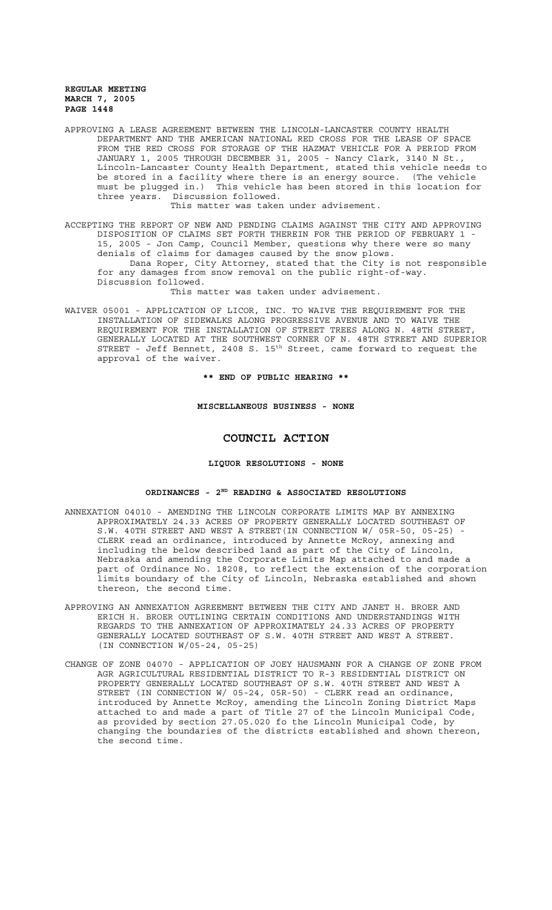APPROVING A LEASE AGREEMENT BETWEEN THE LINCOLN-LANCASTER COUNTY HEALTH DEPARTMENT AND THE AMERICAN NATIONAL RED CROSS FOR THE LEASE OF SPACE FROM THE RED CROSS FOR STORAGE OF THE HAZMAT VEHICLE FOR A PERIOD FROM JANUARY 1, 2005 THROUGH DECEMBER 31, 2005 - Nancy Clark, 3140 N St., Lincoln-Lancaster County Health Department, stated this vehicle needs to be stored in a facility where there is an energy source. (The vehicle must be plugged in.) This vehicle has been stored in this location for three years. Discussion followed.

This matter was taken under advisement.

ACCEPTING THE REPORT OF NEW AND PENDING CLAIMS AGAINST THE CITY AND APPROVING DISPOSITION OF CLAIMS SET FORTH THEREIN FOR THE PERIOD OF FEBRUARY 1 - 15, 2005 - Jon Camp, Council Member, questions why there were so many denials of claims for damages caused by the snow plows.

Dana Roper, City Attorney, stated that the City is not responsible for any damages from snow removal on the public right-of-way. Discussion followed.

This matter was taken under advisement.

WAIVER 05001 - APPLICATION OF LICOR, INC. TO WAIVE THE REQUIREMENT FOR THE INSTALLATION OF SIDEWALKS ALONG PROGRESSIVE AVENUE AND TO WAIVE THE REQUIREMENT FOR THE INSTALLATION OF STREET TREES ALONG N. 48TH STREET, GENERALLY LOCATED AT THE SOUTHWEST CORNER OF N. 48TH STREET AND SUPERIOR STREET - Jeff Bennett, 2408 S. 15th Street, came forward to request the approval of the waiver.

**\*\* END OF PUBLIC HEARING \*\***

**MISCELLANEOUS BUSINESS - NONE**

## COUNCIL ACTION

**LIQUOR RESOLUTIONS - NONE**

**ORDINANCES - 2ND READING & ASSOCIATED RESOLUTIONS**

ANNEXATION 04010 - AMENDING THE LINCOLN CORPORATE LIMITS MAP BY ANNEXING APPROXIMATELY 24.33 ACRES OF PROPERTY GENERALLY LOCATED SOUTHEAST OF S.W. 40TH STREET AND WEST A STREET(IN CONNECTION W/ 05R-50, 05-25) - CLERK read an ordinance, introduced by Annette McRoy, annexing and including the below described land as part of the City of Lincoln, Nebraska and amending the Corporate Limits Map attached to and made a part of Ordinance No. 18208, to reflect the extension of the corporation limits boundary of the City of Lincoln, Nebraska established and shown thereon, the second time.

APPROVING AN ANNEXATION AGREEMENT BETWEEN THE CITY AND JANET H. BROER AND ERICH H. BROER OUTLINING CERTAIN CONDITIONS AND UNDERSTANDINGS WITH REGARDS TO THE ANNEXATION OF APPROXIMATELY 24.33 ACRES OF PROPERTY GENERALLY LOCATED SOUTHEAST OF S.W. 40TH STREET AND WEST A STREET. (IN CONNECTION W/05-24, 05-25)

CHANGE OF ZONE 04070 - APPLICATION OF JOEY HAUSMANN FOR A CHANGE OF ZONE FROM AGR AGRICULTURAL RESIDENTIAL DISTRICT TO R-3 RESIDENTIAL DISTRICT ON PROPERTY GENERALLY LOCATED SOUTHEAST OF S.W. 40TH STREET AND WEST A STREET (IN CONNECTION W/ 05-24, 05R-50) - CLERK read an ordinance, introduced by Annette McRoy, amending the Lincoln Zoning District Maps attached to and made a part of Title 27 of the Lincoln Municipal Code, as provided by section 27.05.020 fo the Lincoln Municipal Code, by changing the boundaries of the districts established and shown thereon, the second time.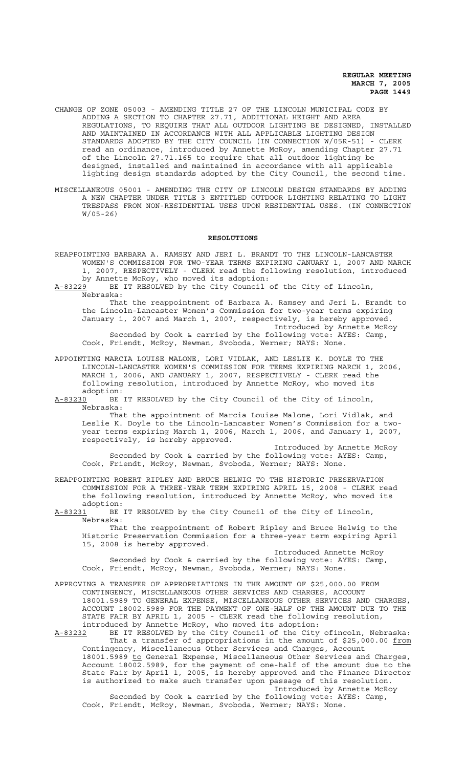CHANGE OF ZONE 05003 - AMENDING TITLE 27 OF THE LINCOLN MUNICIPAL CODE BY ADDING A SECTION TO CHAPTER 27.71, ADDITIONAL HEIGHT AND AREA REGULATIONS, TO REQUIRE THAT ALL OUTDOOR LIGHTING BE DESIGNED, INSTALLED AND MAINTAINED IN ACCORDANCE WITH ALL APPLICABLE LIGHTING DESIGN STANDARDS ADOPTED BY THE CITY COUNCIL (IN CONNECTION W/05R-51) - CLERK read an ordinance, introduced by Annette McRoy, amending Chapter 27.71 of the Lincoln 27.71.165 to require that all outdoor lighting be designed, installed and maintained in accordance with all applicable lighting design standards adopted by the City Council, the second time.

MISCELLANEOUS 05001 - AMENDING THE CITY OF LINCOLN DESIGN STANDARDS BY ADDING A NEW CHAPTER UNDER TITLE 3 ENTITLED OUTDOOR LIGHTING RELATING TO LIGHT TRESPASS FROM NON-RESIDENTIAL USES UPON RESIDENTIAL USES. (IN CONNECTION W/05-26)

## RESOLUTIONS

REAPPOINTING BARBARA A. RAMSEY AND JERI L. BRANDT TO THE LINCOLN-LANCASTER WOMEN'S COMMISSION FOR TWO-YEAR TERMS EXPIRING JANUARY 1, 2007 AND MARCH 1, 2007, RESPECTIVELY - CLERK read the following resolution, introduced by Annette McRoy, who moved its adoption:

A-83229 BE IT RESOLVED by the City Council of the City of Lincoln, Nebraska:

That the reappointment of Barbara A. Ramsey and Jeri L. Brandt to the Lincoln-Lancaster Women's Commission for two-year terms expiring January 1, 2007 and March 1, 2007, respectively, is hereby approved.

Introduced by Annette McRoy

Seconded by Cook & carried by the following vote: AYES: Camp, Cook, Friendt, McRoy, Newman, Svoboda, Werner; NAYS: None.

APPOINTING MARCIA LOUISE MALONE, LORI VIDLAK, AND LESLIE K. DOYLE TO THE LINCOLN-LANCASTER WOMEN'S COMMISSION FOR TERMS EXPIRING MARCH 1, 2006, MARCH 1, 2006, AND JANUARY 1, 2007, RESPECTIVELY - CLERK read the following resolution, introduced by Annette McRoy, who moved its adoption:

A-83230 BE IT RESOLVED by the City Council of the City of Lincoln, Nebraska:

That the appointment of Marcia Louise Malone, Lori Vidlak, and Leslie K. Doyle to the Lincoln-Lancaster Women's Commission for a two-year terms expiring March 1, 2006, March 1, 2006, and January 1, 2007, respectively, is hereby approved.

Introduced by Annette McRoy

Seconded by Cook & carried by the following vote: AYES: Camp, Cook, Friendt, McRoy, Newman, Svoboda, Werner; NAYS: None.

REAPPOINTING ROBERT RIPLEY AND BRUCE HELWIG TO THE HISTORIC PRESERVATION COMMISSION FOR A THREE-YEAR TERM EXPIRING APRIL 15, 2008 - CLERK read the following resolution, introduced by Annette McRoy, who moved its adoption:

A-83231 BE IT RESOLVED by the City Council of the City of Lincoln, Nebraska:

That the reappointment of Robert Ripley and Bruce Helwig to the Historic Preservation Commission for a three-year term expiring April 15, 2008 is hereby approved.

Introduced Annette McRoy

Seconded by Cook & carried by the following vote: AYES: Camp, Cook, Friendt, McRoy, Newman, Svoboda, Werner; NAYS: None.

APPROVING A TRANSFER OF APPROPRIATIONS IN THE AMOUNT OF $25,000.00 FROM CONTINGENCY, MISCELLANEOUS OTHER SERVICES AND CHARGES, ACCOUNT 18001.5989 TO GENERAL EXPENSE, MISCELLANEOUS OTHER SERVICES AND CHARGES, ACCOUNT 18002.5989 FOR THE PAYMENT OF ONE-HALF OF THE AMOUNT DUE TO THE STATE FAIR BY APRIL 1, 2005 - CLERK read the following resolution, introduced by Annette McRoy, who moved its adoption:

A-83232 BE IT RESOLVED by the City Council of the City ofincoln, Nebraska:

That a transfer of appropriations in the amount of $25,000.00 from Contingency, Miscellaneous Other Services and Charges, Account 18001.5989 to General Expense, Miscellaneous Other Services and Charges, Account 18002.5989, for the payment of one-half of the amount due to the State Fair by April 1, 2005, is hereby approved and the Finance Director is authorized to make such transfer upon passage of this resolution.

Introduced by Annette McRoy

Seconded by Cook & carried by the following vote: AYES: Camp, Cook, Friendt, McRoy, Newman, Svoboda, Werner; NAYS: None.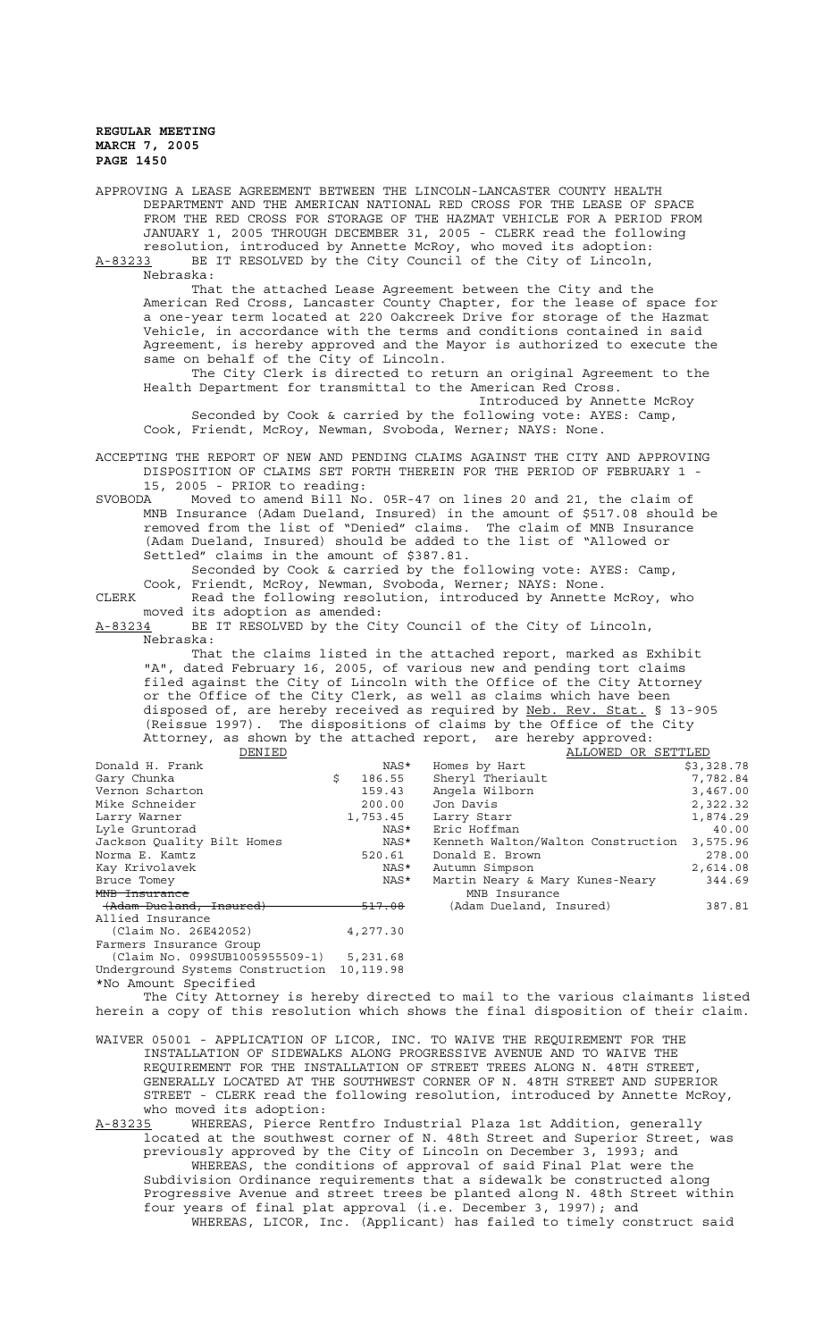**REGULAR MEETING**
**MARCH 7, 2005**
**PAGE 1450**

APPROVING A LEASE AGREEMENT BETWEEN THE LINCOLN-LANCASTER COUNTY HEALTH DEPARTMENT AND THE AMERICAN NATIONAL RED CROSS FOR THE LEASE OF SPACE FROM THE RED CROSS FOR STORAGE OF THE HAZMAT VEHICLE FOR A PERIOD FROM JANUARY 1, 2005 THROUGH DECEMBER 31, 2005 - CLERK read the following resolution, introduced by Annette McRoy, who moved its adoption:

A-83233 BE IT RESOLVED by the City Council of the City of Lincoln, Nebraska:

That the attached Lease Agreement between the City and the American Red Cross, Lancaster County Chapter, for the lease of space for a one-year term located at 220 Oakcreek Drive for storage of the Hazmat Vehicle, in accordance with the terms and conditions contained in said Agreement, is hereby approved and the Mayor is authorized to execute the same on behalf of the City of Lincoln.

The City Clerk is directed to return an original Agreement to the Health Department for transmittal to the American Red Cross.

Introduced by Annette McRoy

Seconded by Cook & carried by the following vote: AYES: Camp, Cook, Friendt, McRoy, Newman, Svoboda, Werner; NAYS: None.

ACCEPTING THE REPORT OF NEW AND PENDING CLAIMS AGAINST THE CITY AND APPROVING DISPOSITION OF CLAIMS SET FORTH THEREIN FOR THE PERIOD OF FEBRUARY 1 - 15, 2005 - PRIOR to reading:

SVOBODA Moved to amend Bill No. 05R-47 on lines 20 and 21, the claim of MNB Insurance (Adam Dueland, Insured) in the amount of $517.08 should be removed from the list of "Denied" claims. The claim of MNB Insurance (Adam Dueland, Insured) should be added to the list of "Allowed or Settled" claims in the amount of $387.81.

Seconded by Cook & carried by the following vote: AYES: Camp, Cook, Friendt, McRoy, Newman, Svoboda, Werner; NAYS: None.

CLERK Read the following resolution, introduced by Annette McRoy, who moved its adoption as amended:

A-83234 BE IT RESOLVED by the City Council of the City of Lincoln, Nebraska:

That the claims listed in the attached report, marked as Exhibit "A", dated February 16, 2005, of various new and pending tort claims filed against the City of Lincoln with the Office of the City Attorney or the Office of the City Clerk, as well as claims which have been disposed of, are hereby received as required by Neb. Rev. Stat. § 13-905 (Reissue 1997). The dispositions of claims by the Office of the City Attorney, as shown by the attached report, are hereby approved:

| DENIED | | ALLOWED OR SETTLED | |
|---|---|---|---|
| Donald H. Frank | NAS* | Homes by Hart | $3,328.78 |
| Gary Chunka | $ 186.55 | Sheryl Theriault | 7,782.84 |
| Vernon Scharton | 159.43 | Angela Wilborn | 3,467.00 |
| Mike Schneider | 200.00 | Jon Davis | 2,322.32 |
| Larry Warner | 1,753.45 | Larry Starr | 1,874.29 |
| Lyle Gruntorad | NAS* | Eric Hoffman | 40.00 |
| Jackson Quality Bilt Homes | NAS* | Kenneth Walton/Walton Construction | 3,575.96 |
| Norma E. Kamtz | 520.61 | Donald E. Brown | 278.00 |
| Kay Krivolavek | NAS* | Autumn Simpson | 2,614.08 |
| Bruce Tomey | NAS* | Martin Neary & Mary Kunes-Neary | 344.69 |
| ~~MNB Insurance~~ | | MNB Insurance | |
| ~~(Adam Dueland, Insured)~~ | ~~517.08~~ | (Adam Dueland, Insured) | 387.81 |
| Allied Insurance | | | |
| (Claim No. 26E42052) | 4,277.30 | | |
| Farmers Insurance Group | | | |
| (Claim No. 099SUB1005955509-1) | 5,231.68 | | |
| Underground Systems Construction | 10,119.98 | | |

*No Amount Specified

The City Attorney is hereby directed to mail to the various claimants listed herein a copy of this resolution which shows the final disposition of their claim.

WAIVER 05001 - APPLICATION OF LICOR, INC. TO WAIVE THE REQUIREMENT FOR THE INSTALLATION OF SIDEWALKS ALONG PROGRESSIVE AVENUE AND TO WAIVE THE REQUIREMENT FOR THE INSTALLATION OF STREET TREES ALONG N. 48TH STREET, GENERALLY LOCATED AT THE SOUTHWEST CORNER OF N. 48TH STREET AND SUPERIOR STREET - CLERK read the following resolution, introduced by Annette McRoy, who moved its adoption:

A-83235 WHEREAS, Pierce Rentfro Industrial Plaza 1st Addition, generally located at the southwest corner of N. 48th Street and Superior Street, was previously approved by the City of Lincoln on December 3, 1993; and

WHEREAS, the conditions of approval of said Final Plat were the Subdivision Ordinance requirements that a sidewalk be constructed along Progressive Avenue and street trees be planted along N. 48th Street within four years of final plat approval (i.e. December 3, 1997); and

WHEREAS, LICOR, Inc. (Applicant) has failed to timely construct said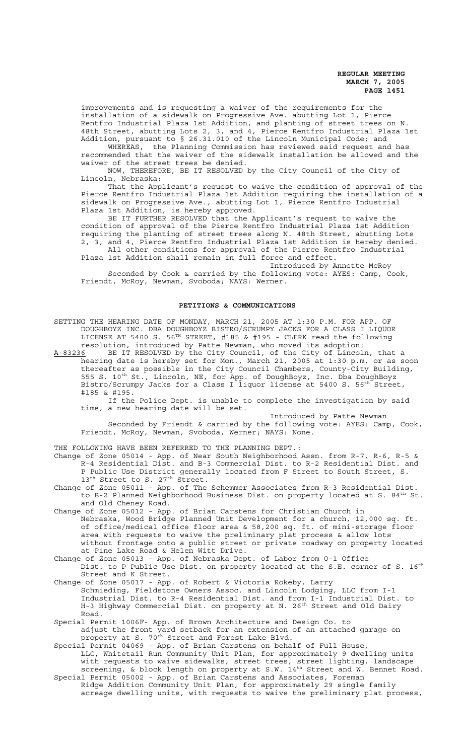improvements and is requesting a waiver of the requirements for the installation of a sidewalk on Progressive Ave. abutting Lot 1, Pierce Rentfro Industrial Plaza 1st Addition, and planting of street trees on N. 48th Street, abutting Lots 2, 3, and 4, Pierce Rentfro Industrial Plaza 1st Addition, pursuant to § 26.31.010 of the Lincoln Municipal Code; and

WHEREAS, the Planning Commission has reviewed said request and has recommended that the waiver of the sidewalk installation be allowed and the waiver of the street trees be denied.

NOW, THEREFORE, BE IT RESOLVED by the City Council of the City of Lincoln, Nebraska:

That the Applicant's request to waive the condition of approval of the Pierce Rentfro Industrial Plaza 1st Addition requiring the installation of a sidewalk on Progressive Ave., abutting Lot 1, Pierce Rentfro Industrial Plaza 1st Addition, is hereby approved.

BE IT FURTHER RESOLVED that the Applicant's request to waive the condition of approval of the Pierce Rentfro Industrial Plaza 1st Addition requiring the planting of street trees along N. 48th Street, abutting Lots 2, 3, and 4, Pierce Rentfro Industrial Plaza 1st Addition is hereby denied.

All other conditions for approval of the Pierce Rentfro Industrial Plaza 1st Addition shall remain in full force and effect.

Introduced by Annette McRoy

Seconded by Cook & carried by the following vote: AYES: Camp, Cook, Friendt, McRoy, Newman, Svoboda; NAYS: Werner.

## PETITIONS & COMMUNICATIONS

SETTING THE HEARING DATE OF MONDAY, MARCH 21, 2005 AT 1:30 P.M. FOR APP. OF DOUGHBOYZ INC. DBA DOUGHBOYZ BISTRO/SCRUMPY JACKS FOR A CLASS I LIQUOR LICENSE AT 5400 S. 56TH STREET, #185 & #195 - CLERK read the following resolution, introduced by Patte Newman, who moved its adoption:

A-83236 BE IT RESOLVED by the City Council, of the City of Lincoln, that a hearing date is hereby set for Mon., March 21, 2005 at 1:30 p.m. or as soon thereafter as possible in the City Council Chambers, County-City Building, 555 S. 10th St., Lincoln, NE, for App. of DoughBoyz, Inc. Dba DoughBoyz Bistro/Scrumpy Jacks for a Class I liquor license at 5400 S. 56th Street, #185 & #195.

If the Police Dept. is unable to complete the investigation by said time, a new hearing date will be set.

Introduced by Patte Newman

Seconded by Friendt & carried by the following vote: AYES: Camp, Cook, Friendt, McRoy, Newman, Svoboda, Werner; NAYS: None.

THE FOLLOWING HAVE BEEN REFERRED TO THE PLANNING DEPT.:

Change of Zone 05014 - App. of Near South Neighborhood Assn. from R-7, R-6, R-5 & R-4 Residential Dist. and B-3 Commercial Dist. to R-2 Residential Dist. and P Public Use District generally located from F Street to South Street, S. 13th Street to S. 27th Street.

Change of Zone 05011 - App. of The Schemmer Associates from R-3 Residential Dist. to B-2 Planned Neighborhood Business Dist. on property located at S. 84th St. and Old Cheney Road.

Change of Zone 05012 - App. of Brian Carstens for Christian Church in Nebraska, Wood Bridge Planned Unit Development for a church, 12,000 sq. ft. of office/medical office floor area & 58,200 sq. ft. of mini-storage floor area with requests to waive the preliminary plat process & allow lots without frontage onto a public street or private roadway on property located at Pine Lake Road & Helen Witt Drive.

Change of Zone 05013 - App. of Nebraska Dept. of Labor from O-1 Office Dist. to P Public Use Dist. on property located at the S.E. corner of S. 16th Street and K Street.

Change of Zone 05017 - App. of Robert & Victoria Rokeby, Larry Schmieding, Fieldstone Owners Assoc. and Lincoln Lodging, LLC from I-1 Industrial Dist. to R-4 Residential Dist. and from I-1 Industrial Dist. to H-3 Highway Commercial Dist. on property at N. 26th Street and Old Dairy Road.

Special Permit 1006F- App. of Brown Architecture and Design Co. to adjust the front yard setback for an extension of an attached garage on property at S. 70th Street and Forest Lake Blvd.

Special Permit 04069 - App. of Brian Carstens on behalf of Full House, LLC, Whitetail Run Community Unit Plan, for approximately 9 dwelling units with requests to waive sidewalks, street trees, street lighting, landscape screening, & block length on property at S.W. 14th Street and W. Bennet Road.

Special Permit 05002 - App. of Brian Carstens and Associates, Foreman Ridge Addition Community Unit Plan, for approximately 29 single family acreage dwelling units, with requests to waive the preliminary plat process,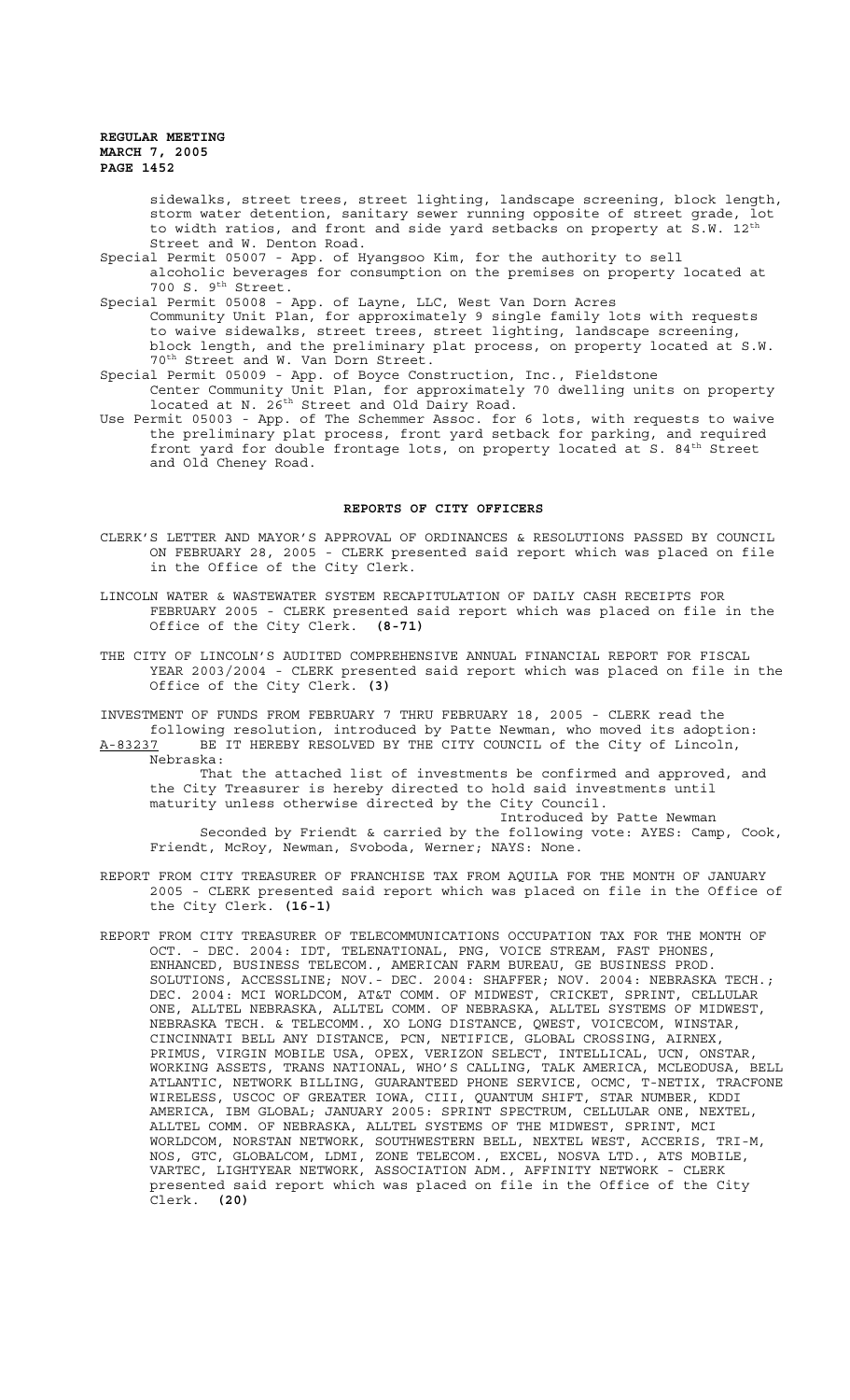sidewalks, street trees, street lighting, landscape screening, block length, storm water detention, sanitary sewer running opposite of street grade, lot to width ratios, and front and side yard setbacks on property at S.W. 12th Street and W. Denton Road.

Special Permit 05007 - App. of Hyangsoo Kim, for the authority to sell alcoholic beverages for consumption on the premises on property located at 700 S. 9th Street.

Special Permit 05008 - App. of Layne, LLC, West Van Dorn Acres Community Unit Plan, for approximately 9 single family lots with requests to waive sidewalks, street trees, street lighting, landscape screening, block length, and the preliminary plat process, on property located at S.W. 70th Street and W. Van Dorn Street.

Special Permit 05009 - App. of Boyce Construction, Inc., Fieldstone Center Community Unit Plan, for approximately 70 dwelling units on property located at N. 26th Street and Old Dairy Road.

Use Permit 05003 - App. of The Schemmer Assoc. for 6 lots, with requests to waive the preliminary plat process, front yard setback for parking, and required front yard for double frontage lots, on property located at S. 84th Street and Old Cheney Road.

## REPORTS OF CITY OFFICERS

CLERK'S LETTER AND MAYOR'S APPROVAL OF ORDINANCES & RESOLUTIONS PASSED BY COUNCIL ON FEBRUARY 28, 2005 - CLERK presented said report which was placed on file in the Office of the City Clerk.

LINCOLN WATER & WASTEWATER SYSTEM RECAPITULATION OF DAILY CASH RECEIPTS FOR FEBRUARY 2005 - CLERK presented said report which was placed on file in the Office of the City Clerk. **(8-71)**

THE CITY OF LINCOLN'S AUDITED COMPREHENSIVE ANNUAL FINANCIAL REPORT FOR FISCAL YEAR 2003/2004 - CLERK presented said report which was placed on file in the Office of the City Clerk. **(3)**

INVESTMENT OF FUNDS FROM FEBRUARY 7 THRU FEBRUARY 18, 2005 - CLERK read the following resolution, introduced by Patte Newman, who moved its adoption:

A-83237 BE IT HEREBY RESOLVED BY THE CITY COUNCIL of the City of Lincoln, Nebraska:

That the attached list of investments be confirmed and approved, and the City Treasurer is hereby directed to hold said investments until maturity unless otherwise directed by the City Council.

Introduced by Patte Newman

Seconded by Friendt & carried by the following vote: AYES: Camp, Cook, Friendt, McRoy, Newman, Svoboda, Werner; NAYS: None.

REPORT FROM CITY TREASURER OF FRANCHISE TAX FROM AQUILA FOR THE MONTH OF JANUARY 2005 - CLERK presented said report which was placed on file in the Office of the City Clerk. **(16-1)**

REPORT FROM CITY TREASURER OF TELECOMMUNICATIONS OCCUPATION TAX FOR THE MONTH OF OCT. - DEC. 2004: IDT, TELENATIONAL, PNG, VOICE STREAM, FAST PHONES, ENHANCED, BUSINESS TELECOM., AMERICAN FARM BUREAU, GE BUSINESS PROD. SOLUTIONS, ACCESSLINE; NOV.- DEC. 2004: SHAFFER; NOV. 2004: NEBRASKA TECH.; DEC. 2004: MCI WORLDCOM, AT&T COMM. OF MIDWEST, CRICKET, SPRINT, CELLULAR ONE, ALLTEL NEBRASKA, ALLTEL COMM. OF NEBRASKA, ALLTEL SYSTEMS OF MIDWEST, NEBRASKA TECH. & TELECOMM., XO LONG DISTANCE, QWEST, VOICECOM, WINSTAR, CINCINNATI BELL ANY DISTANCE, PCN, NETIFICE, GLOBAL CROSSING, AIRNEX, PRIMUS, VIRGIN MOBILE USA, OPEX, VERIZON SELECT, INTELLICAL, UCN, ONSTAR, WORKING ASSETS, TRANS NATIONAL, WHO'S CALLING, TALK AMERICA, MCLEODUSA, BELL ATLANTIC, NETWORK BILLING, GUARANTEED PHONE SERVICE, OCMC, T-NETIX, TRACFONE WIRELESS, USCOC OF GREATER IOWA, CIII, QUANTUM SHIFT, STAR NUMBER, KDDI AMERICA, IBM GLOBAL; JANUARY 2005: SPRINT SPECTRUM, CELLULAR ONE, NEXTEL, ALLTEL COMM. OF NEBRASKA, ALLTEL SYSTEMS OF THE MIDWEST, SPRINT, MCI WORLDCOM, NORSTAN NETWORK, SOUTHWESTERN BELL, NEXTEL WEST, ACCERIS, TRI-M, NOS, GTC, GLOBALCOM, LDMI, ZONE TELECOM., EXCEL, NOSVA LTD., ATS MOBILE, VARTEC, LIGHTYEAR NETWORK, ASSOCIATION ADM., AFFINITY NETWORK - CLERK presented said report which was placed on file in the Office of the City Clerk. **(20)**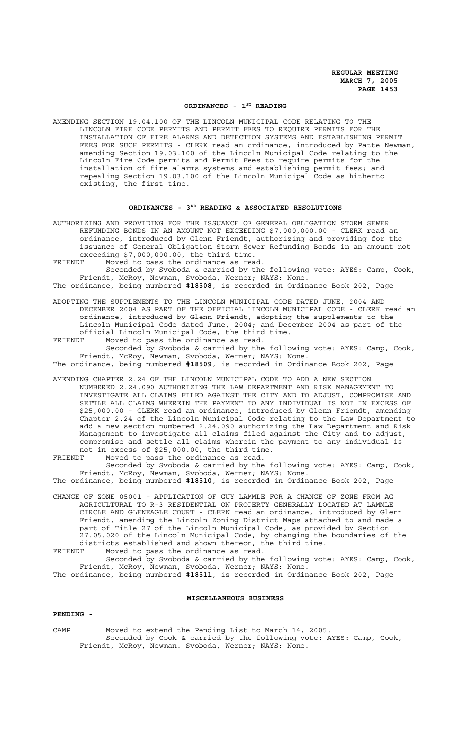## ORDINANCES - 1ST READING

AMENDING SECTION 19.04.100 OF THE LINCOLN MUNICIPAL CODE RELATING TO THE LINCOLN FIRE CODE PERMITS AND PERMIT FEES TO REQUIRE PERMITS FOR THE INSTALLATION OF FIRE ALARMS AND DETECTION SYSTEMS AND ESTABLISHING PERMIT FEES FOR SUCH PERMITS - CLERK read an ordinance, introduced by Patte Newman, amending Section 19.03.100 of the Lincoln Municipal Code relating to the Lincoln Fire Code permits and Permit Fees to require permits for the installation of fire alarms systems and establishing permit fees; and repealing Section 19.03.100 of the Lincoln Municipal Code as hitherto existing, the first time.

## ORDINANCES - 3RD READING & ASSOCIATED RESOLUTIONS

AUTHORIZING AND PROVIDING FOR THE ISSUANCE OF GENERAL OBLIGATION STORM SEWER REFUNDING BONDS IN AN AMOUNT NOT EXCEEDING $7,000,000.00 - CLERK read an ordinance, introduced by Glenn Friendt, authorizing and providing for the issuance of General Obligation Storm Sewer Refunding Bonds in an amount not exceeding $7,000,000.00, the third time.

FRIENDT Moved to pass the ordinance as read.

Seconded by Svoboda & carried by the following vote: AYES: Camp, Cook, Friendt, McRoy, Newman, Svoboda, Werner; NAYS: None.

The ordinance, being numbered **#18508**, is recorded in Ordinance Book 202, Page

ADOPTING THE SUPPLEMENTS TO THE LINCOLN MUNICIPAL CODE DATED JUNE, 2004 AND DECEMBER 2004 AS PART OF THE OFFICIAL LINCOLN MUNICIPAL CODE - CLERK read an ordinance, introduced by Glenn Friendt, adopting the supplements to the Lincoln Municipal Code dated June, 2004; and December 2004 as part of the official Lincoln Municipal Code, the third time.

FRIENDT Moved to pass the ordinance as read.

Seconded by Svoboda & carried by the following vote: AYES: Camp, Cook, Friendt, McRoy, Newman, Svoboda, Werner; NAYS: None.

The ordinance, being numbered **#18509**, is recorded in Ordinance Book 202, Page

AMENDING CHAPTER 2.24 OF THE LINCOLN MUNICIPAL CODE TO ADD A NEW SECTION NUMBERED 2.24.090 AUTHORIZING THE LAW DEPARTMENT AND RISK MANAGEMENT TO INVESTIGATE ALL CLAIMS FILED AGAINST THE CITY AND TO ADJUST, COMPROMISE AND SETTLE ALL CLAIMS WHEREIN THE PAYMENT TO ANY INDIVIDUAL IS NOT IN EXCESS OF $25,000.00 - CLERK read an ordinance, introduced by Glenn Friendt, amending Chapter 2.24 of the Lincoln Municipal Code relating to the Law Department to add a new section numbered 2.24.090 authorizing the Law Department and Risk Management to investigate all claims filed against the City and to adjust, compromise and settle all claims wherein the payment to any individual is not in excess of $25,000.00, the third time.

FRIENDT Moved to pass the ordinance as read.

Seconded by Svoboda & carried by the following vote: AYES: Camp, Cook, Friendt, McRoy, Newman, Svoboda, Werner; NAYS: None.

The ordinance, being numbered **#18510**, is recorded in Ordinance Book 202, Page

CHANGE OF ZONE 05001 - APPLICATION OF GUY LAMMLE FOR A CHANGE OF ZONE FROM AG AGRICULTURAL TO R-3 RESIDENTIAL ON PROPERTY GENERALLY LOCATED AT LAMMLE CIRCLE AND GLENEAGLE COURT - CLERK read an ordinance, introduced by Glenn Friendt, amending the Lincoln Zoning District Maps attached to and made a part of Title 27 of the Lincoln Municipal Code, as provided by Section 27.05.020 of the Lincoln Municipal Code, by changing the boundaries of the districts established and shown thereon, the third time.

FRIENDT Moved to pass the ordinance as read.

Seconded by Svoboda & carried by the following vote: AYES: Camp, Cook, Friendt, McRoy, Newman, Svoboda, Werner; NAYS: None.

The ordinance, being numbered **#18511**, is recorded in Ordinance Book 202, Page

## MISCELLANEOUS BUSINESS

**PENDING -**

CAMP Moved to extend the Pending List to March 14, 2005.

Seconded by Cook & carried by the following vote: AYES: Camp, Cook, Friendt, McRoy, Newman. Svoboda, Werner; NAYS: None.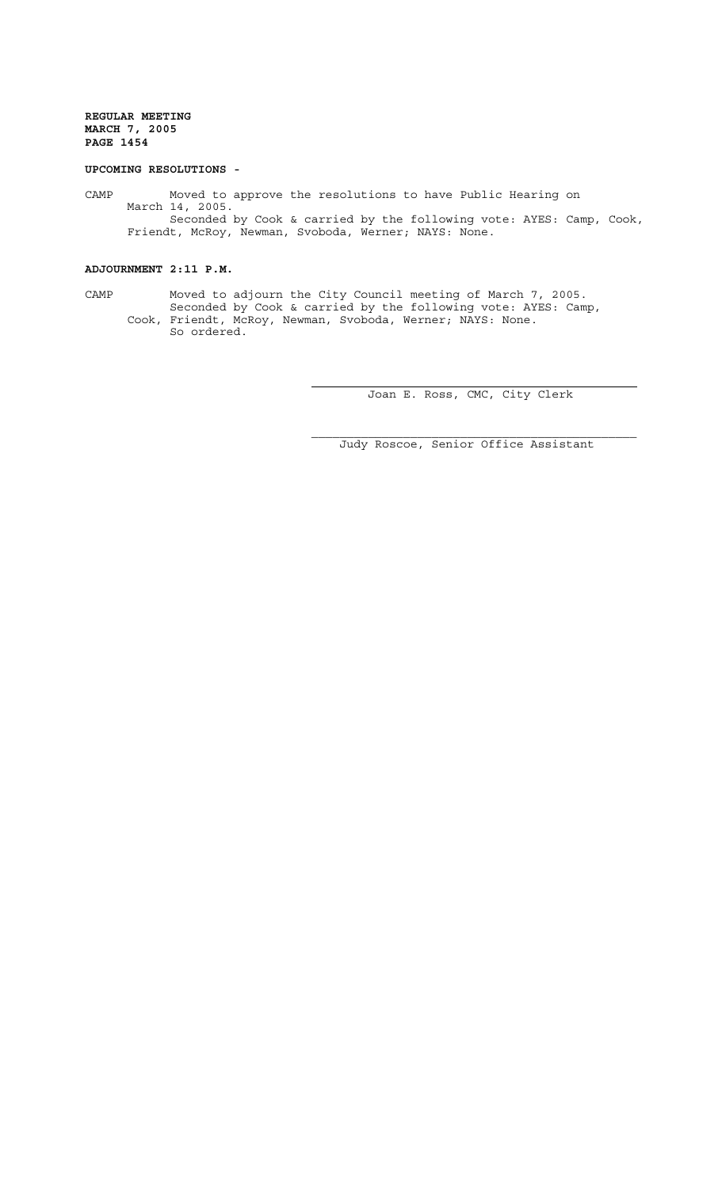**UPCOMING RESOLUTIONS -**

CAMP Moved to approve the resolutions to have Public Hearing on March 14, 2005.
Seconded by Cook & carried by the following vote: AYES: Camp, Cook, Friendt, McRoy, Newman, Svoboda, Werner; NAYS: None.

**ADJOURNMENT 2:11 P.M.**

CAMP Moved to adjourn the City Council meeting of March 7, 2005.
Seconded by Cook & carried by the following vote: AYES: Camp, Cook, Friendt, McRoy, Newman, Svoboda, Werner; NAYS: None.
So ordered.

\_\_\_\_\_\_\_\_\_\_\_\_\_\_\_\_\_\_\_\_\_\_\_\_\_\_\_\_\_\_\_\_\_\_\_\_\_\_\_\_\_\_\_\_\_

Joan E. Ross, CMC, City Clerk

\_\_\_\_\_\_\_\_\_\_\_\_\_\_\_\_\_\_\_\_\_\_\_\_\_\_\_\_\_\_\_\_\_\_\_\_\_\_\_\_\_\_\_\_\_

Judy Roscoe, Senior Office Assistant